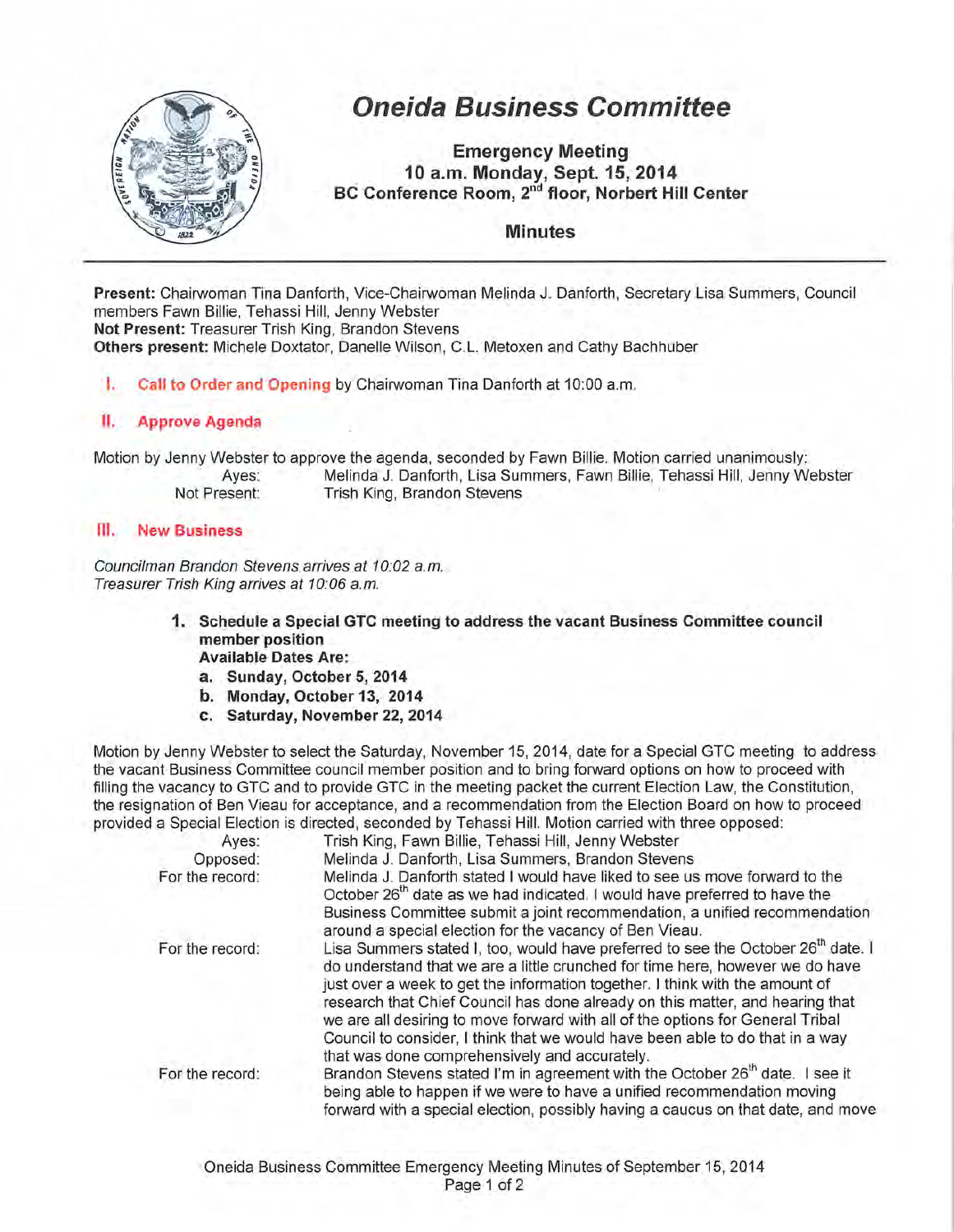# Oneida Business Committee

**Emergency Meeting**
**10 a.m. Monday, Sept. 15, 2014**
**BC Conference Room, 2nd floor, Norbert Hill Center**

## Minutes

**Present:** Chairwoman Tina Danforth, Vice-Chairwoman Melinda J. Danforth, Secretary Lisa Summers, Council members Fawn Billie, Tehassi Hill, Jenny Webster
**Not Present:** Treasurer Trish King, Brandon Stevens
**Others present:** Michele Doxtator, Danelle Wilson, C.L. Metoxen and Cathy Bachhuber

**I. Call to Order and Opening** by Chairwoman Tina Danforth at 10:00 a.m.

**II. Approve Agenda**

Motion by Jenny Webster to approve the agenda, seconded by Fawn Billie. Motion carried unanimously:

| | |
|---|---|
| Ayes: | Melinda J. Danforth, Lisa Summers, Fawn Billie, Tehassi Hill, Jenny Webster |
| Not Present: | Trish King, Brandon Stevens |

**III. New Business**

*Councilman Brandon Stevens arrives at 10:02 a.m.*
*Treasurer Trish King arrives at 10:06 a.m.*

**1. Schedule a Special GTC meeting to address the vacant Business Committee council member position**
**Available Dates Are:**
**a. Sunday, October 5, 2014**
**b. Monday, October 13, 2014**
**c. Saturday, November 22, 2014**

Motion by Jenny Webster to select the Saturday, November 15, 2014, date for a Special GTC meeting to address the vacant Business Committee council member position and to bring forward options on how to proceed with filling the vacancy to GTC and to provide GTC in the meeting packet the current Election Law, the Constitution, the resignation of Ben Vieau for acceptance, and a recommendation from the Election Board on how to proceed provided a Special Election is directed, seconded by Tehassi Hill. Motion carried with three opposed:

| | |
|---|---|
| Ayes: | Trish King, Fawn Billie, Tehassi Hill, Jenny Webster |
| Opposed: | Melinda J. Danforth, Lisa Summers, Brandon Stevens |
| For the record: | Melinda J. Danforth stated I would have liked to see us move forward to the October 26th date as we had indicated. I would have preferred to have the Business Committee submit a joint recommendation, a unified recommendation around a special election for the vacancy of Ben Vieau. |
| For the record: | Lisa Summers stated I, too, would have preferred to see the October 26th date. I do understand that we are a little crunched for time here, however we do have just over a week to get the information together. I think with the amount of research that Chief Council has done already on this matter, and hearing that we are all desiring to move forward with all of the options for General Tribal Council to consider, I think that we would have been able to do that in a way that was done comprehensively and accurately. |
| For the record: | Brandon Stevens stated I'm in agreement with the October 26th date. I see it being able to happen if we were to have a unified recommendation moving forward with a special election, possibly having a caucus on that date, and move |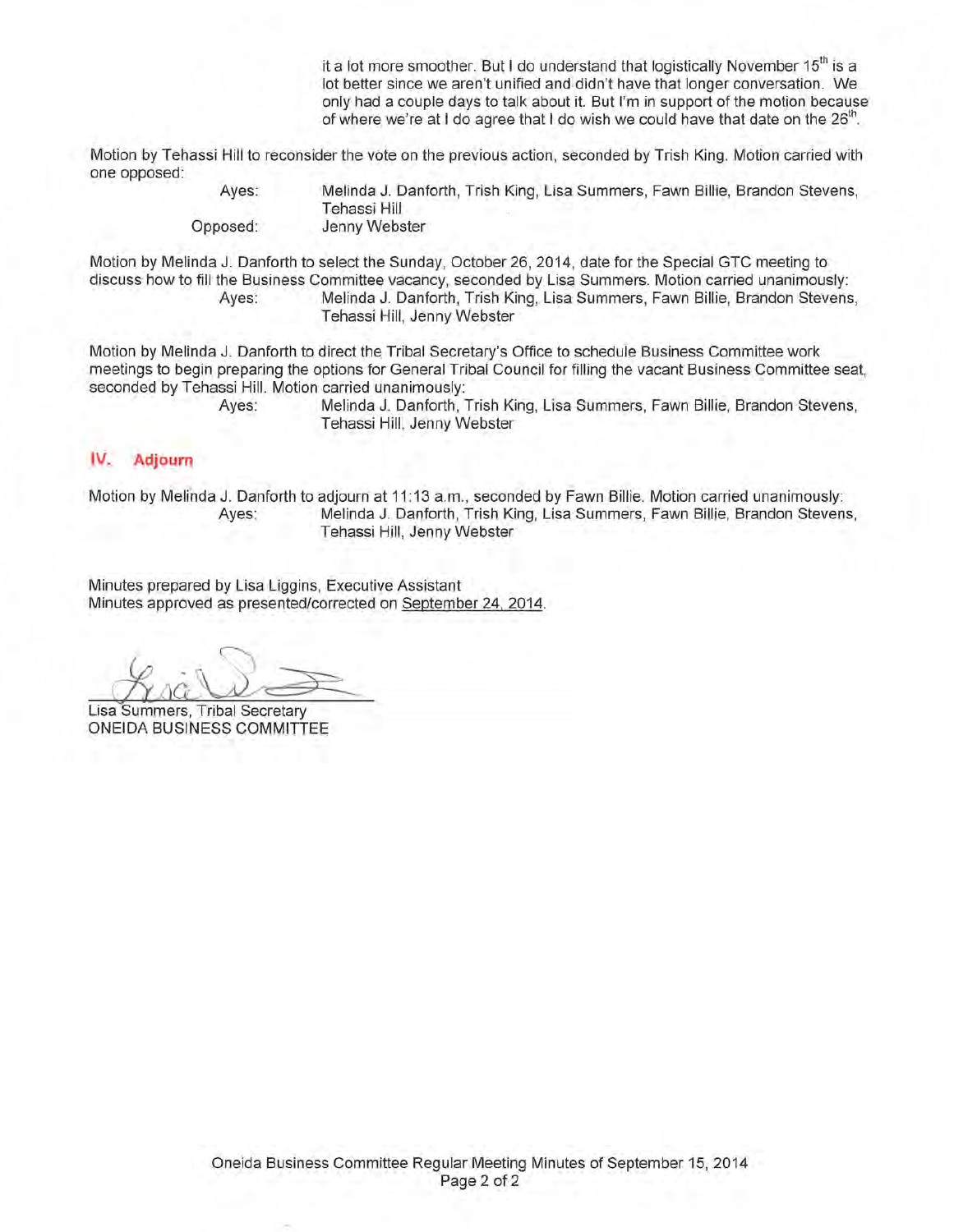it a lot more smoother. But I do understand that logistically November 15th is a lot better since we aren't unified and didn't have that longer conversation. We only had a couple days to talk about it. But I'm in support of the motion because of where we're at I do agree that I do wish we could have that date on the 26th.

Motion by Tehassi Hill to reconsider the vote on the previous action, seconded by Trish King. Motion carried with one opposed:

| | |
|---|---|
| Ayes: | Melinda J. Danforth, Trish King, Lisa Summers, Fawn Billie, Brandon Stevens, Tehassi Hill |
| Opposed: | Jenny Webster |

Motion by Melinda J. Danforth to select the Sunday, October 26, 2014, date for the Special GTC meeting to discuss how to fill the Business Committee vacancy, seconded by Lisa Summers. Motion carried unanimously:

| | |
|---|---|
| Ayes: | Melinda J. Danforth, Trish King, Lisa Summers, Fawn Billie, Brandon Stevens, Tehassi Hill, Jenny Webster |

Motion by Melinda J. Danforth to direct the Tribal Secretary's Office to schedule Business Committee work meetings to begin preparing the options for General Tribal Council for filling the vacant Business Committee seat, seconded by Tehassi Hill. Motion carried unanimously:

| | |
|---|---|
| Ayes: | Melinda J. Danforth, Trish King, Lisa Summers, Fawn Billie, Brandon Stevens, Tehassi Hill, Jenny Webster |

## IV. Adjourn

Motion by Melinda J. Danforth to adjourn at 11:13 a.m., seconded by Fawn Billie. Motion carried unanimously:

| | |
|---|---|
| Ayes: | Melinda J. Danforth, Trish King, Lisa Summers, Fawn Billie, Brandon Stevens, Tehassi Hill, Jenny Webster |

Minutes prepared by Lisa Liggins, Executive Assistant
Minutes approved as presented/corrected on September 24, 2014.

Lisa Summers, Tribal Secretary
ONEIDA BUSINESS COMMITTEE